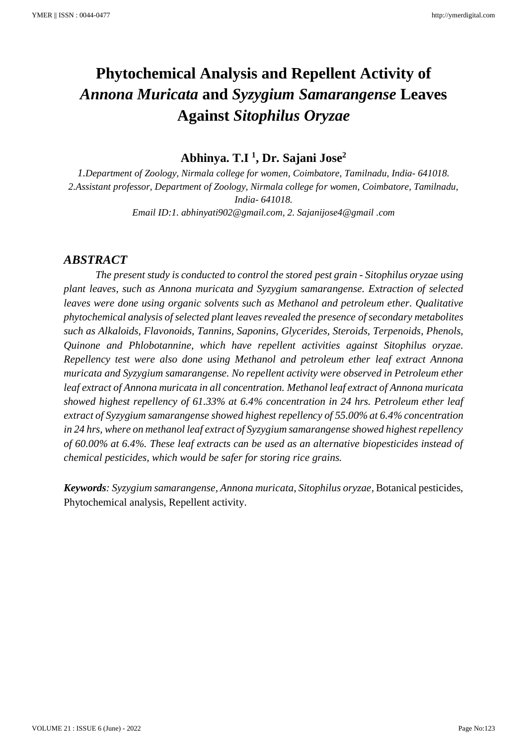# Phytochemical Analysis and Repellent Activity of *Annona Muricata* and *Syzygium Samarangense* Leaves Against *Sitophilus Oryzae*

**Abhinya. T.I [1], Dr. Sajani Jose[2]**

*1.Department of Zoology, Nirmala college for women, Coimbatore, Tamilnadu, India- 641018.*
*2.Assistant professor, Department of Zoology, Nirmala college for women, Coimbatore, Tamilnadu, India- 641018.*
*Email ID:1. abhinyati902@gmail.com, 2. Sajanijose4@gmail .com*

## *ABSTRACT*

*The present study is conducted to control the stored pest grain - Sitophilus oryzae using plant leaves, such as Annona muricata and Syzygium samarangense. Extraction of selected leaves were done using organic solvents such as Methanol and petroleum ether. Qualitative phytochemical analysis of selected plant leaves revealed the presence of secondary metabolites such as Alkaloids, Flavonoids, Tannins, Saponins, Glycerides, Steroids, Terpenoids, Phenols, Quinone and Phlobotannine, which have repellent activities against Sitophilus oryzae. Repellency test were also done using Methanol and petroleum ether leaf extract Annona muricata and Syzygium samarangense. No repellent activity were observed in Petroleum ether leaf extract of Annona muricata in all concentration. Methanol leaf extract of Annona muricata showed highest repellency of 61.33% at 6.4% concentration in 24 hrs. Petroleum ether leaf extract of Syzygium samarangense showed highest repellency of 55.00% at 6.4% concentration in 24 hrs, where on methanol leaf extract of Syzygium samarangense showed highest repellency of 60.00% at 6.4%. These leaf extracts can be used as an alternative biopesticides instead of chemical pesticides, which would be safer for storing rice grains.*

***Keywords**: Syzygium samarangense, Annona muricata, Sitophilus oryzae*, Botanical pesticides, Phytochemical analysis, Repellent activity.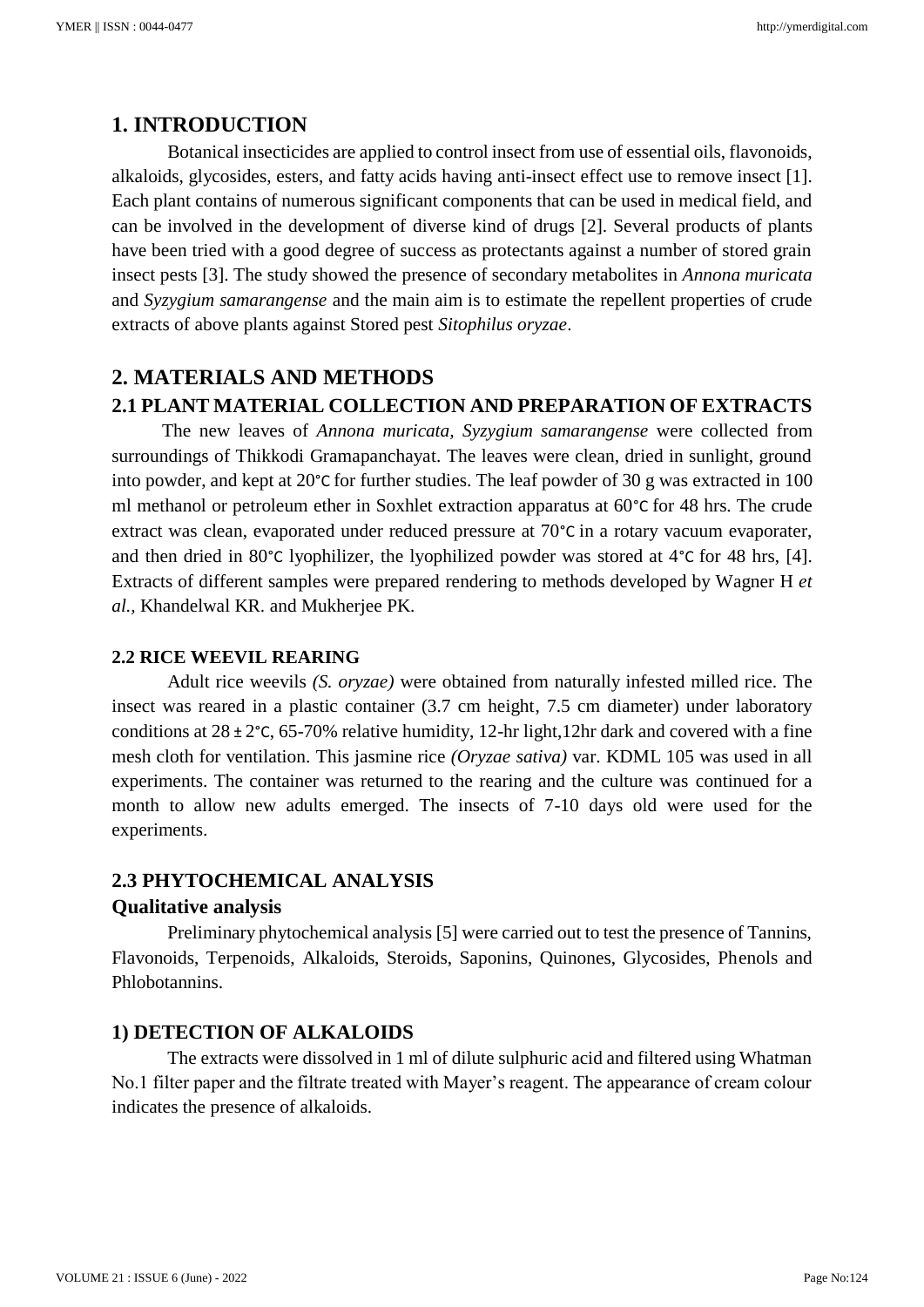## 1. INTRODUCTION

Botanical insecticides are applied to control insect from use of essential oils, flavonoids, alkaloids, glycosides, esters, and fatty acids having anti-insect effect use to remove insect [1]. Each plant contains of numerous significant components that can be used in medical field, and can be involved in the development of diverse kind of drugs [2]. Several products of plants have been tried with a good degree of success as protectants against a number of stored grain insect pests [3]. The study showed the presence of secondary metabolites in *Annona muricata* and *Syzygium samarangense* and the main aim is to estimate the repellent properties of crude extracts of above plants against Stored pest *Sitophilus oryzae*.

## 2. MATERIALS AND METHODS

### 2.1 PLANT MATERIAL COLLECTION AND PREPARATION OF EXTRACTS

The new leaves of *Annona muricata, Syzygium samarangense* were collected from surroundings of Thikkodi Gramapanchayat. The leaves were clean, dried in sunlight, ground into powder, and kept at 20°C for further studies. The leaf powder of 30 g was extracted in 100 ml methanol or petroleum ether in Soxhlet extraction apparatus at 60°C for 48 hrs. The crude extract was clean, evaporated under reduced pressure at 70°C in a rotary vacuum evaporater, and then dried in 80°C lyophilizer, the lyophilized powder was stored at 4°C for 48 hrs, [4]. Extracts of different samples were prepared rendering to methods developed by Wagner H *et al.,* Khandelwal KR. and Mukherjee PK.

### 2.2 RICE WEEVIL REARING

Adult rice weevils *(S. oryzae)* were obtained from naturally infested milled rice. The insect was reared in a plastic container (3.7 cm height, 7.5 cm diameter) under laboratory conditions at 28 ± 2°C, 65-70% relative humidity, 12-hr light,12hr dark and covered with a fine mesh cloth for ventilation. This jasmine rice *(Oryzae sativa)* var. KDML 105 was used in all experiments. The container was returned to the rearing and the culture was continued for a month to allow new adults emerged. The insects of 7-10 days old were used for the experiments.

### 2.3 PHYTOCHEMICAL ANALYSIS

#### Qualitative analysis

Preliminary phytochemical analysis [5] were carried out to test the presence of Tannins, Flavonoids, Terpenoids, Alkaloids, Steroids, Saponins, Quinones, Glycosides, Phenols and Phlobotannins.

### 1) DETECTION OF ALKALOIDS

The extracts were dissolved in 1 ml of dilute sulphuric acid and filtered using Whatman No.1 filter paper and the filtrate treated with Mayer's reagent. The appearance of cream colour indicates the presence of alkaloids.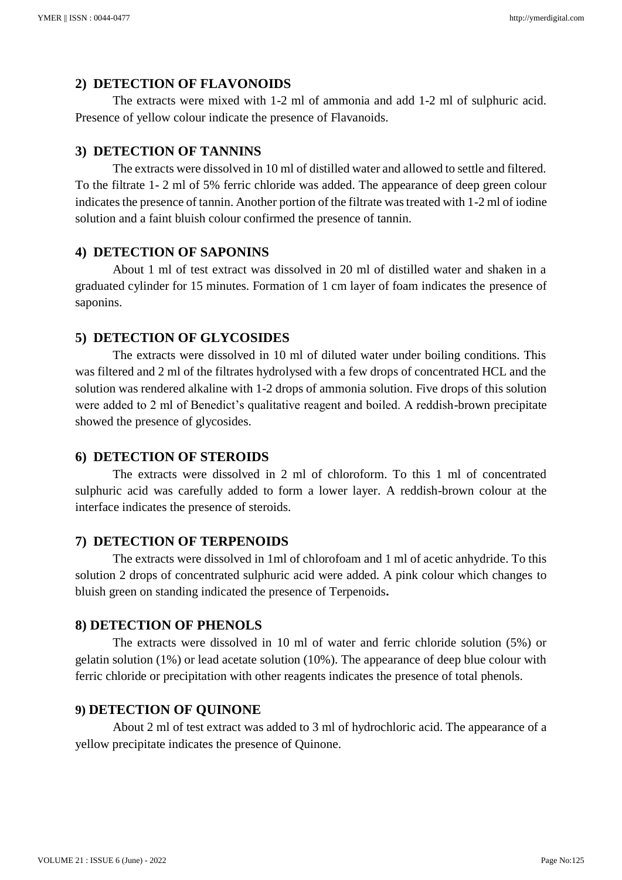## 2) DETECTION OF FLAVONOIDS

The extracts were mixed with 1-2 ml of ammonia and add 1-2 ml of sulphuric acid. Presence of yellow colour indicate the presence of Flavanoids.

## 3) DETECTION OF TANNINS

The extracts were dissolved in 10 ml of distilled water and allowed to settle and filtered. To the filtrate 1- 2 ml of 5% ferric chloride was added. The appearance of deep green colour indicates the presence of tannin. Another portion of the filtrate was treated with 1-2 ml of iodine solution and a faint bluish colour confirmed the presence of tannin.

## 4) DETECTION OF SAPONINS

About 1 ml of test extract was dissolved in 20 ml of distilled water and shaken in a graduated cylinder for 15 minutes. Formation of 1 cm layer of foam indicates the presence of saponins.

## 5) DETECTION OF GLYCOSIDES

The extracts were dissolved in 10 ml of diluted water under boiling conditions. This was filtered and 2 ml of the filtrates hydrolysed with a few drops of concentrated HCL and the solution was rendered alkaline with 1-2 drops of ammonia solution. Five drops of this solution were added to 2 ml of Benedict's qualitative reagent and boiled. A reddish-brown precipitate showed the presence of glycosides.

## 6) DETECTION OF STEROIDS

The extracts were dissolved in 2 ml of chloroform. To this 1 ml of concentrated sulphuric acid was carefully added to form a lower layer. A reddish-brown colour at the interface indicates the presence of steroids.

## 7) DETECTION OF TERPENOIDS

The extracts were dissolved in 1ml of chlorofoam and 1 ml of acetic anhydride. To this solution 2 drops of concentrated sulphuric acid were added. A pink colour which changes to bluish green on standing indicated the presence of Terpenoids**.**

## 8) DETECTION OF PHENOLS

The extracts were dissolved in 10 ml of water and ferric chloride solution (5%) or gelatin solution (1%) or lead acetate solution (10%). The appearance of deep blue colour with ferric chloride or precipitation with other reagents indicates the presence of total phenols.

## 9) DETECTION OF QUINONE

About 2 ml of test extract was added to 3 ml of hydrochloric acid. The appearance of a yellow precipitate indicates the presence of Quinone.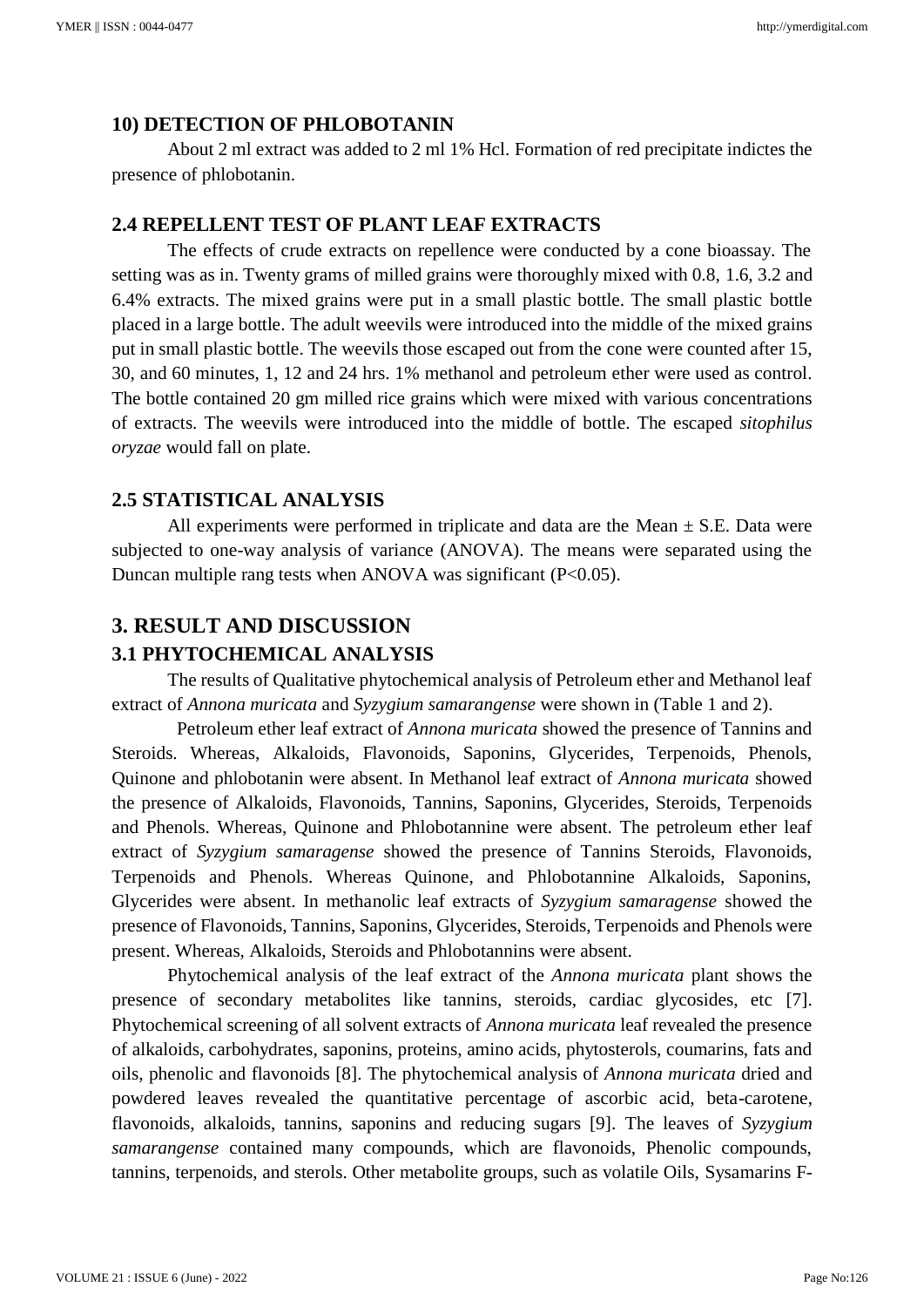### 10) DETECTION OF PHLOBOTANIN

About 2 ml extract was added to 2 ml 1% Hcl. Formation of red precipitate indictes the presence of phlobotanin.

## 2.4 REPELLENT TEST OF PLANT LEAF EXTRACTS

The effects of crude extracts on repellence were conducted by a cone bioassay. The setting was as in. Twenty grams of milled grains were thoroughly mixed with 0.8, 1.6, 3.2 and 6.4% extracts. The mixed grains were put in a small plastic bottle. The small plastic bottle placed in a large bottle. The adult weevils were introduced into the middle of the mixed grains put in small plastic bottle. The weevils those escaped out from the cone were counted after 15, 30, and 60 minutes, 1, 12 and 24 hrs. 1% methanol and petroleum ether were used as control. The bottle contained 20 gm milled rice grains which were mixed with various concentrations of extracts. The weevils were introduced into the middle of bottle. The escaped *sitophilus oryzae* would fall on plate.

## 2.5 STATISTICAL ANALYSIS

All experiments were performed in triplicate and data are the Mean ± S.E. Data were subjected to one-way analysis of variance (ANOVA). The means were separated using the Duncan multiple rang tests when ANOVA was significant ($P<0.05$).

# 3. RESULT AND DISCUSSION

## 3.1 PHYTOCHEMICAL ANALYSIS

The results of Qualitative phytochemical analysis of Petroleum ether and Methanol leaf extract of *Annona muricata* and *Syzygium samarangense* were shown in (Table 1 and 2).

Petroleum ether leaf extract of *Annona muricata* showed the presence of Tannins and Steroids. Whereas, Alkaloids, Flavonoids, Saponins, Glycerides, Terpenoids, Phenols, Quinone and phlobotanin were absent. In Methanol leaf extract of *Annona muricata* showed the presence of Alkaloids, Flavonoids, Tannins, Saponins, Glycerides, Steroids, Terpenoids and Phenols. Whereas, Quinone and Phlobotannine were absent. The petroleum ether leaf extract of *Syzygium samaragense* showed the presence of Tannins Steroids, Flavonoids, Terpenoids and Phenols. Whereas Quinone, and Phlobotannine Alkaloids, Saponins, Glycerides were absent. In methanolic leaf extracts of *Syzygium samaragense* showed the presence of Flavonoids, Tannins, Saponins, Glycerides, Steroids, Terpenoids and Phenols were present. Whereas, Alkaloids, Steroids and Phlobotannins were absent.

Phytochemical analysis of the leaf extract of the *Annona muricata* plant shows the presence of secondary metabolites like tannins, steroids, cardiac glycosides, etc [7]. Phytochemical screening of all solvent extracts of *Annona muricata* leaf revealed the presence of alkaloids, carbohydrates, saponins, proteins, amino acids, phytosterols, coumarins, fats and oils, phenolic and flavonoids [8]. The phytochemical analysis of *Annona muricata* dried and powdered leaves revealed the quantitative percentage of ascorbic acid, beta-carotene, flavonoids, alkaloids, tannins, saponins and reducing sugars [9]. The leaves of *Syzygium samarangense* contained many compounds, which are flavonoids, Phenolic compounds, tannins, terpenoids, and sterols. Other metabolite groups, such as volatile Oils, Sysamarins F-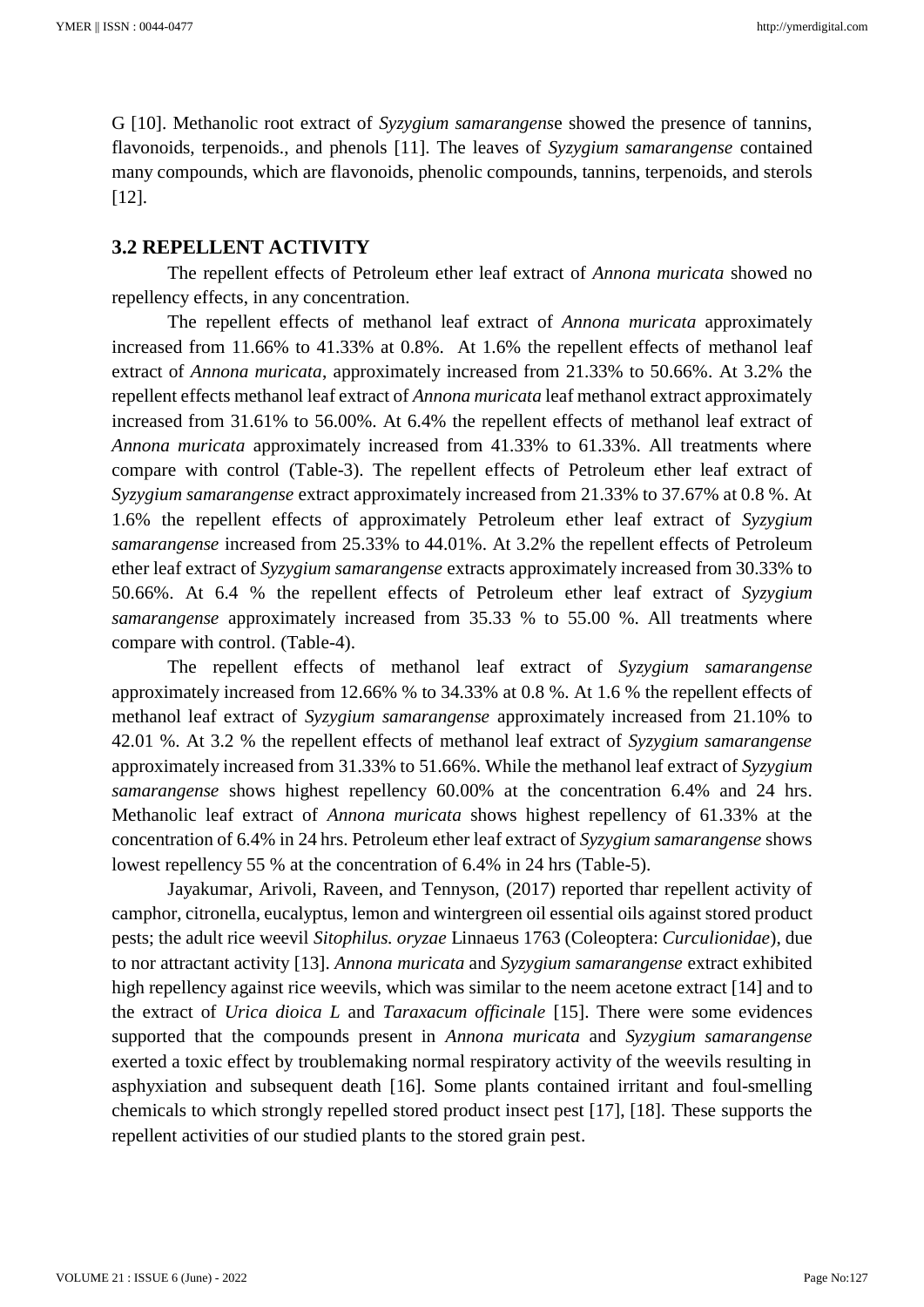G [10]. Methanolic root extract of *Syzygium samarangens*e showed the presence of tannins, flavonoids, terpenoids., and phenols [11]. The leaves of *Syzygium samarangense* contained many compounds, which are flavonoids, phenolic compounds, tannins, terpenoids, and sterols [12].

### 3.2 REPELLENT ACTIVITY

The repellent effects of Petroleum ether leaf extract of *Annona muricata* showed no repellency effects, in any concentration.

The repellent effects of methanol leaf extract of *Annona muricata* approximately increased from 11.66% to 41.33% at 0.8%. At 1.6% the repellent effects of methanol leaf extract of *Annona muricata*, approximately increased from 21.33% to 50.66%. At 3.2% the repellent effects methanol leaf extract of *Annona muricata* leaf methanol extract approximately increased from 31.61% to 56.00%. At 6.4% the repellent effects of methanol leaf extract of *Annona muricata* approximately increased from 41.33% to 61.33%. All treatments where compare with control (Table-3). The repellent effects of Petroleum ether leaf extract of *Syzygium samarangense* extract approximately increased from 21.33% to 37.67% at 0.8 %. At 1.6% the repellent effects of approximately Petroleum ether leaf extract of *Syzygium samarangense* increased from 25.33% to 44.01%. At 3.2% the repellent effects of Petroleum ether leaf extract of *Syzygium samarangense* extracts approximately increased from 30.33% to 50.66%. At 6.4 % the repellent effects of Petroleum ether leaf extract of *Syzygium samarangense* approximately increased from 35.33 % to 55.00 %. All treatments where compare with control. (Table-4).

The repellent effects of methanol leaf extract of *Syzygium samarangense* approximately increased from 12.66% % to 34.33% at 0.8 %. At 1.6 % the repellent effects of methanol leaf extract of *Syzygium samarangense* approximately increased from 21.10% to 42.01 %. At 3.2 % the repellent effects of methanol leaf extract of *Syzygium samarangense* approximately increased from 31.33% to 51.66%. While the methanol leaf extract of *Syzygium samarangense* shows highest repellency 60.00% at the concentration 6.4% and 24 hrs. Methanolic leaf extract of *Annona muricata* shows highest repellency of 61.33% at the concentration of 6.4% in 24 hrs. Petroleum ether leaf extract of *Syzygium samarangense* shows lowest repellency 55 % at the concentration of 6.4% in 24 hrs (Table-5).

Jayakumar, Arivoli, Raveen, and Tennyson, (2017) reported thar repellent activity of camphor, citronella, eucalyptus, lemon and wintergreen oil essential oils against stored product pests; the adult rice weevil *Sitophilus. oryzae* Linnaeus 1763 (Coleoptera: *Curculionidae*), due to nor attractant activity [13]. *Annona muricata* and *Syzygium samarangense* extract exhibited high repellency against rice weevils, which was similar to the neem acetone extract [14] and to the extract of *Urica dioica L* and *Taraxacum officinale* [15]. There were some evidences supported that the compounds present in *Annona muricata* and *Syzygium samarangense* exerted a toxic effect by troublemaking normal respiratory activity of the weevils resulting in asphyxiation and subsequent death [16]. Some plants contained irritant and foul-smelling chemicals to which strongly repelled stored product insect pest [17], [18]. These supports the repellent activities of our studied plants to the stored grain pest.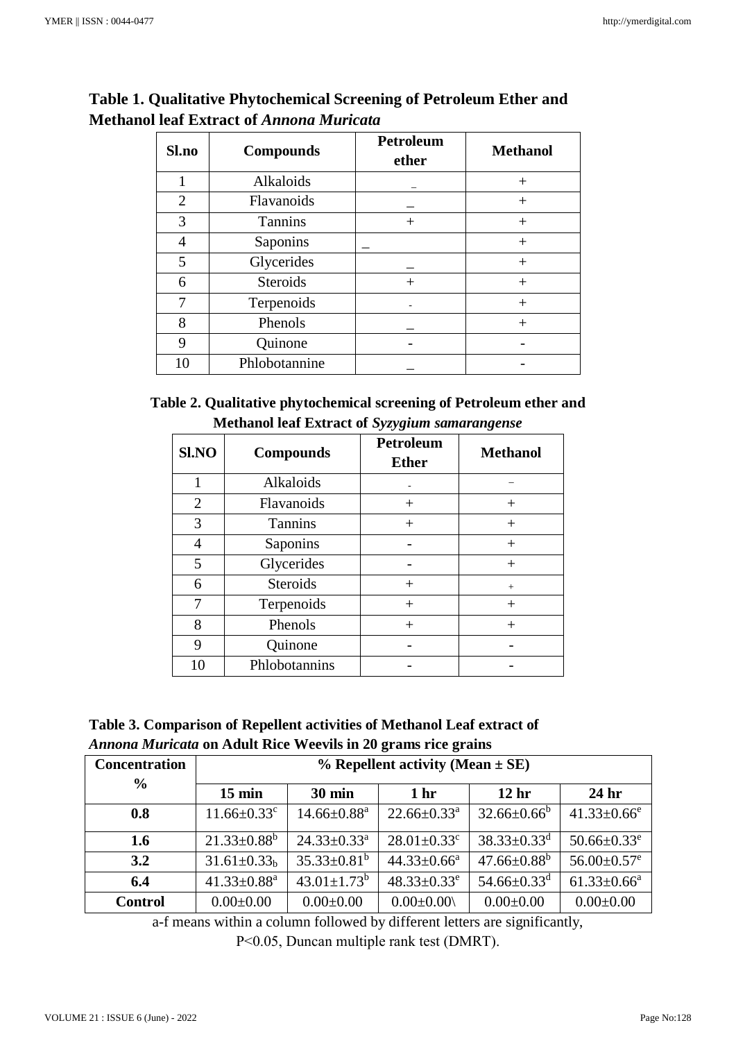**Table 1. Qualitative Phytochemical Screening of Petroleum Ether and Methanol leaf Extract of *Annona Muricata***

| Sl.no | Compounds | Petroleum ether | Methanol |
|---|---|---|---|
| 1 | Alkaloids | _ | + |
| 2 | Flavanoids | _ | + |
| 3 | Tannins | + | + |
| 4 | Saponins | _ | + |
| 5 | Glycerides | _ | + |
| 6 | Steroids | + | + |
| 7 | Terpenoids | - | + |
| 8 | Phenols | _ | + |
| 9 | Quinone | - | - |
| 10 | Phlobotannine | _ | - |

**Table 2. Qualitative phytochemical screening of Petroleum ether and Methanol leaf Extract of *Syzygium samarangense***

| Sl.NO | Compounds | Petroleum Ether | Methanol |
|---|---|---|---|
| 1 | Alkaloids | - | - |
| 2 | Flavanoids | + | + |
| 3 | Tannins | + | + |
| 4 | Saponins | - | + |
| 5 | Glycerides | - | + |
| 6 | Steroids | + | + |
| 7 | Terpenoids | + | + |
| 8 | Phenols | + | + |
| 9 | Quinone | - | - |
| 10 | Phlobotannins | - | - |

**Table 3. Comparison of Repellent activities of Methanol Leaf extract of *Annona Muricata* on Adult Rice Weevils in 20 grams rice grains**

| Concentration % | % Repellent activity (Mean ± SE) | | | | |
|---|---|---|---|---|---|
| | 15 min | 30 min | 1 hr | 12 hr | 24 hr |
| **0.8** | $11.66 \pm 0.33^{c}$ | $14.66 \pm 0.88^{a}$ | $22.66 \pm 0.33^{a}$ | $32.66 \pm 0.66^{b}$ | $41.33 \pm 0.66^{e}$ |
| **1.6** | $21.33 \pm 0.88^{b}$ | $24.33 \pm 0.33^{a}$ | $28.01 \pm 0.33^{c}$ | $38.33 \pm 0.33^{d}$ | $50.66 \pm 0.33^{e}$ |
| **3.2** | $31.61 \pm 0.33_{b}$ | $35.33 \pm 0.81^{b}$ | $44.33 \pm 0.66^{a}$ | $47.66 \pm 0.88^{b}$ | $56.00 \pm 0.57^{e}$ |
| **6.4** | $41.33 \pm 0.88^{a}$ | $43.01 \pm 1.73^{b}$ | $48.33 \pm 0.33^{e}$ | $54.66 \pm 0.33^{d}$ | $61.33 \pm 0.66^{a}$ |
| **Control** | $0.00 \pm 0.00$ | $0.00 \pm 0.00$ | $0.00 \pm 0.00$\ | $0.00 \pm 0.00$ | $0.00 \pm 0.00$ |

a-f means within a column followed by different letters are significantly, $P<0.05$, Duncan multiple rank test (DMRT).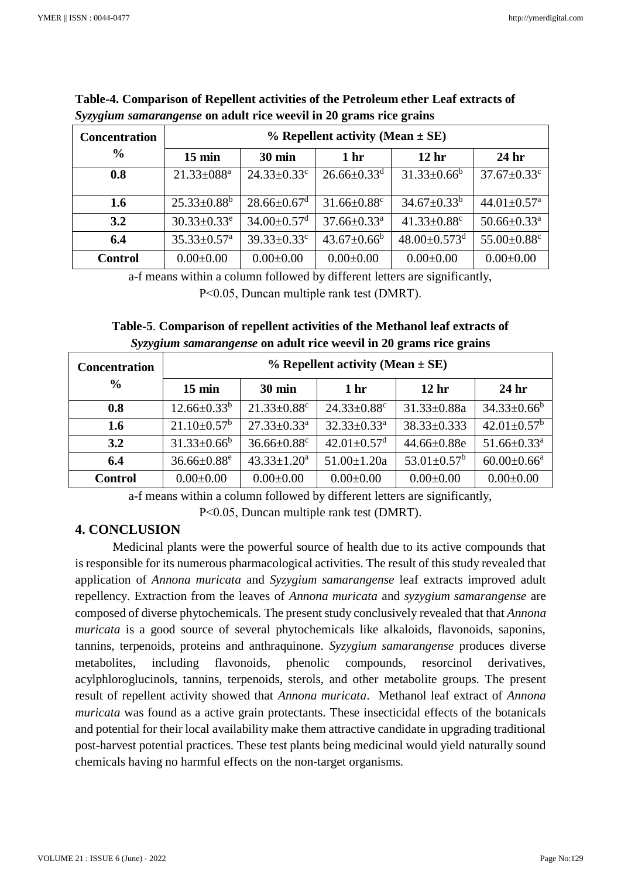**Table-4. Comparison of Repellent activities of the Petroleum ether Leaf extracts of *Syzygium samarangense* on adult rice weevil in 20 grams rice grains**

| Concentration % | % Repellent activity (Mean ± SE) | | | | |
|---|---|---|---|---|---|
| | 15 min | 30 min | 1 hr | 12 hr | 24 hr |
| 0.8 | 21.33±088$^{a}$ | 24.33±0.33$^{c}$ | 26.66±0.33$^{d}$ | 31.33±0.66$^{b}$ | 37.67±0.33$^{c}$ |
| 1.6 | 25.33±0.88$^{b}$ | 28.66±0.67$^{d}$ | 31.66±0.88$^{c}$ | 34.67±0.33$^{b}$ | 44.01±0.57$^{a}$ |
| 3.2 | 30.33±0.33$^{e}$ | 34.00±0.57$^{d}$ | 37.66±0.33$^{a}$ | 41.33±0.88$^{c}$ | 50.66±0.33$^{a}$ |
| 6.4 | 35.33±0.57$^{a}$ | 39.33±0.33$^{c}$ | 43.67±0.66$^{b}$ | 48.00±0.573$^{d}$ | 55.00±0.88$^{c}$ |
| Control | 0.00±0.00 | 0.00±0.00 | 0.00±0.00 | 0.00±0.00 | 0.00±0.00 |

a-f means within a column followed by different letters are significantly, P<0.05, Duncan multiple rank test (DMRT).

**Table-5. Comparison of repellent activities of the Methanol leaf extracts of *Syzygium samarangense* on adult rice weevil in 20 grams rice grains**

| Concentration % | % Repellent activity (Mean ± SE) | | | | |
|---|---|---|---|---|---|
| | 15 min | 30 min | 1 hr | 12 hr | 24 hr |
| 0.8 | 12.66±0.33$^{b}$ | 21.33±0.88$^{c}$ | 24.33±0.88$^{c}$ | 31.33±0.88a | 34.33±0.66$^{b}$ |
| 1.6 | 21.10±0.57$^{b}$ | 27.33±0.33$^{a}$ | 32.33±0.33$^{a}$ | 38.33±0.333 | 42.01±0.57$^{b}$ |
| 3.2 | 31.33±0.66$^{b}$ | 36.66±0.88$^{c}$ | 42.01±0.57$^{d}$ | 44.66±0.88e | 51.66±0.33$^{a}$ |
| 6.4 | 36.66±0.88$^{e}$ | 43.33±1.20$^{a}$ | 51.00±1.20a | 53.01±0.57$^{b}$ | 60.00±0.66$^{a}$ |
| Control | 0.00±0.00 | 0.00±0.00 | 0.00±0.00 | 0.00±0.00 | 0.00±0.00 |

a-f means within a column followed by different letters are significantly, P<0.05, Duncan multiple rank test (DMRT).

## 4. CONCLUSION

Medicinal plants were the powerful source of health due to its active compounds that is responsible for its numerous pharmacological activities. The result of this study revealed that application of *Annona muricata* and *Syzygium samarangense* leaf extracts improved adult repellency. Extraction from the leaves of *Annona muricata* and *syzygium samarangense* are composed of diverse phytochemicals. The present study conclusively revealed that that *Annona muricata* is a good source of several phytochemicals like alkaloids, flavonoids, saponins, tannins, terpenoids, proteins and anthraquinone. *Syzygium samarangense* produces diverse metabolites, including flavonoids, phenolic compounds, resorcinol derivatives, acylphloroglucinols, tannins, terpenoids, sterols, and other metabolite groups. The present result of repellent activity showed that *Annona muricata*. Methanol leaf extract of *Annona muricata* was found as a active grain protectants. These insecticidal effects of the botanicals and potential for their local availability make them attractive candidate in upgrading traditional post-harvest potential practices. These test plants being medicinal would yield naturally sound chemicals having no harmful effects on the non-target organisms.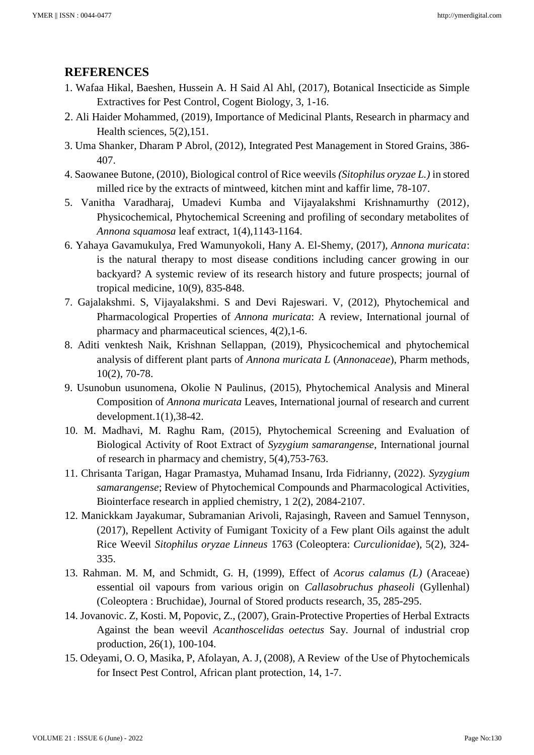## REFERENCES

1. Wafaa Hikal, Baeshen, Hussein A. H Said Al Ahl, (2017), Botanical Insecticide as Simple Extractives for Pest Control, Cogent Biology, 3, 1-16.
2. Ali Haider Mohammed, (2019), Importance of Medicinal Plants, Research in pharmacy and Health sciences, 5(2),151.
3. Uma Shanker, Dharam P Abrol, (2012), Integrated Pest Management in Stored Grains, 386-407.
4. Saowanee Butone, (2010), Biological control of Rice weevils *(Sitophilus oryzae L.)* in stored milled rice by the extracts of mintweed, kitchen mint and kaffir lime, 78-107.
5. Vanitha Varadharaj, Umadevi Kumba and Vijayalakshmi Krishnamurthy (2012), Physicochemical, Phytochemical Screening and profiling of secondary metabolites of *Annona squamosa* leaf extract, 1(4),1143-1164.
6. Yahaya Gavamukulya, Fred Wamunyokoli, Hany A. El-Shemy, (2017), *Annona muricata*: is the natural therapy to most disease conditions including cancer growing in our backyard? A systemic review of its research history and future prospects; journal of tropical medicine, 10(9), 835-848.
7. Gajalakshmi. S, Vijayalakshmi. S and Devi Rajeswari. V, (2012), Phytochemical and Pharmacological Properties of *Annona muricata*: A review, International journal of pharmacy and pharmaceutical sciences, 4(2),1-6.
8. Aditi venktesh Naik, Krishnan Sellappan, (2019), Physicochemical and phytochemical analysis of different plant parts of *Annona muricata L* (*Annonaceae*), Pharm methods, 10(2), 70-78.
9. Usunobun usunomena, Okolie N Paulinus, (2015), Phytochemical Analysis and Mineral Composition of *Annona muricata* Leaves, International journal of research and current development.1(1),38-42.
10. M. Madhavi, M. Raghu Ram, (2015), Phytochemical Screening and Evaluation of Biological Activity of Root Extract of *Syzygium samarangense*, International journal of research in pharmacy and chemistry, 5(4),753-763.
11. Chrisanta Tarigan, Hagar Pramastya, Muhamad Insanu, Irda Fidrianny, (2022). *Syzygium samarangense*; Review of Phytochemical Compounds and Pharmacological Activities, Biointerface research in applied chemistry, 1 2(2), 2084-2107.
12. Manickkam Jayakumar, Subramanian Arivoli, Rajasingh, Raveen and Samuel Tennyson, (2017), Repellent Activity of Fumigant Toxicity of a Few plant Oils against the adult Rice Weevil *Sitophilus oryzae Linneus* 1763 (Coleoptera: *Curculionidae*), 5(2), 324-335.
13. Rahman. M. M, and Schmidt, G. H, (1999), Effect of *Acorus calamus (L)* (Araceae) essential oil vapours from various origin on *Callasobruchus phaseoli* (Gyllenhal) (Coleoptera : Bruchidae), Journal of Stored products research, 35, 285-295.
14. Jovanovic. Z, Kosti. M, Popovic, Z., (2007), Grain-Protective Properties of Herbal Extracts Against the bean weevil *Acanthoscelidas oetectus* Say. Journal of industrial crop production, 26(1), 100-104.
15. Odeyami, O. O, Masika, P, Afolayan, A. J, (2008), A Review of the Use of Phytochemicals for Insect Pest Control, African plant protection, 14, 1-7.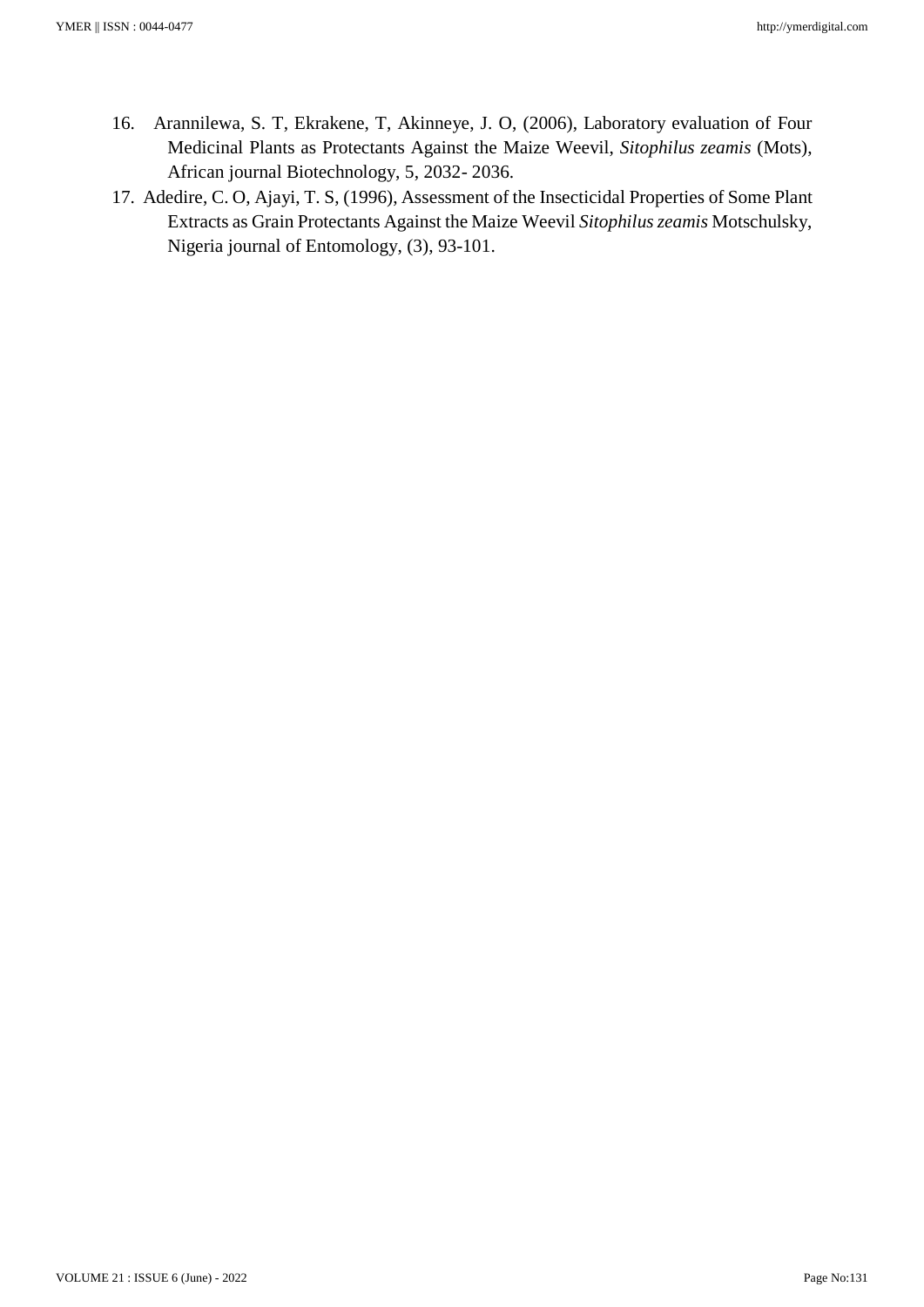16. Arannilewa, S. T, Ekrakene, T, Akinneye, J. O, (2006), Laboratory evaluation of Four Medicinal Plants as Protectants Against the Maize Weevil, *Sitophilus zeamis* (Mots), African journal Biotechnology, 5, 2032- 2036.
17. Adedire, C. O, Ajayi, T. S, (1996), Assessment of the Insecticidal Properties of Some Plant Extracts as Grain Protectants Against the Maize Weevil *Sitophilus zeamis* Motschulsky, Nigeria journal of Entomology, (3), 93-101.